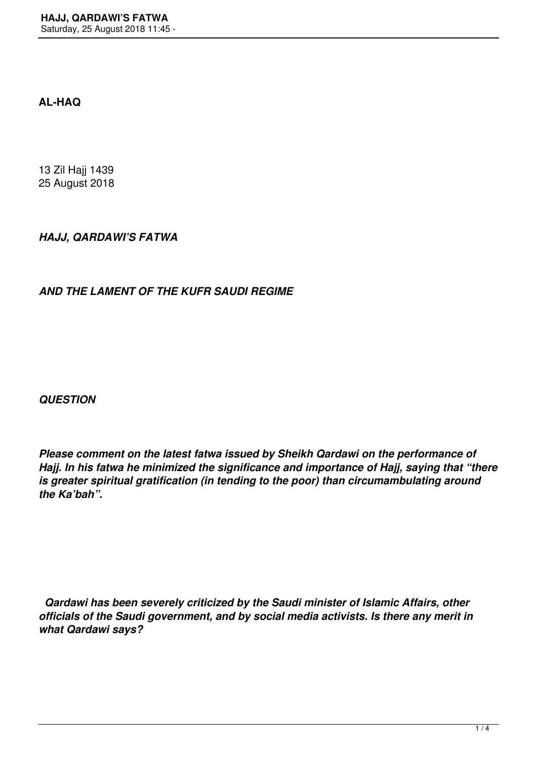**AL-HAQ**

13 Zil Hajj 1439
25 August 2018

***HAJJ, QARDAWI'S FATWA***

***AND THE LAMENT OF THE KUFR SAUDI REGIME***

***QUESTION***

***Please comment on the latest fatwa issued by Sheikh Qardawi on the performance of Hajj. In his fatwa he minimized the significance and importance of Hajj, saying that "there is greater spiritual gratification (in tending to the poor) than circumambulating around the Ka'bah".***

***Qardawi has been severely criticized by the Saudi minister of Islamic Affairs, other officials of the Saudi government, and by social media activists. Is there any merit in what Qardawi says?***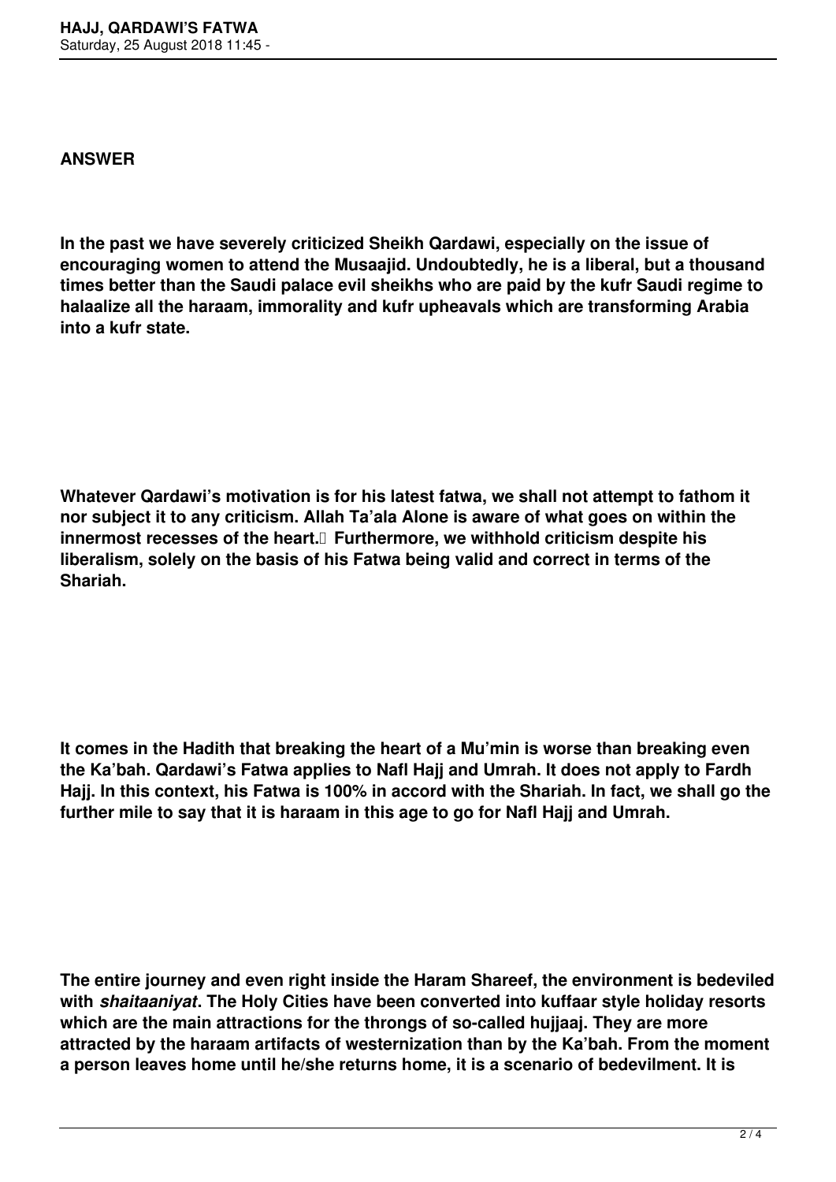**ANSWER**

**In the past we have severely criticized Sheikh Qardawi, especially on the issue of encouraging women to attend the Musaajid. Undoubtedly, he is a liberal, but a thousand times better than the Saudi palace evil sheikhs who are paid by the kufr Saudi regime to halaalize all the haraam, immorality and kufr upheavals which are transforming Arabia into a kufr state.**

**Whatever Qardawi's motivation is for his latest fatwa, we shall not attempt to fathom it nor subject it to any criticism. Allah Ta'ala Alone is aware of what goes on within the innermost recesses of the heart. Furthermore, we withhold criticism despite his liberalism, solely on the basis of his Fatwa being valid and correct in terms of the Shariah.**

**It comes in the Hadith that breaking the heart of a Mu'min is worse than breaking even the Ka'bah. Qardawi's Fatwa applies to Nafl Hajj and Umrah. It does not apply to Fardh Hajj. In this context, his Fatwa is 100% in accord with the Shariah. In fact, we shall go the further mile to say that it is haraam in this age to go for Nafl Hajj and Umrah.**

**The entire journey and even right inside the Haram Shareef, the environment is bedeviled with *shaitaaniyat*. The Holy Cities have been converted into kuffaar style holiday resorts which are the main attractions for the throngs of so-called hujjaaj. They are more attracted by the haraam artifacts of westernization than by the Ka'bah. From the moment a person leaves home until he/she returns home, it is a scenario of bedevilment. It is**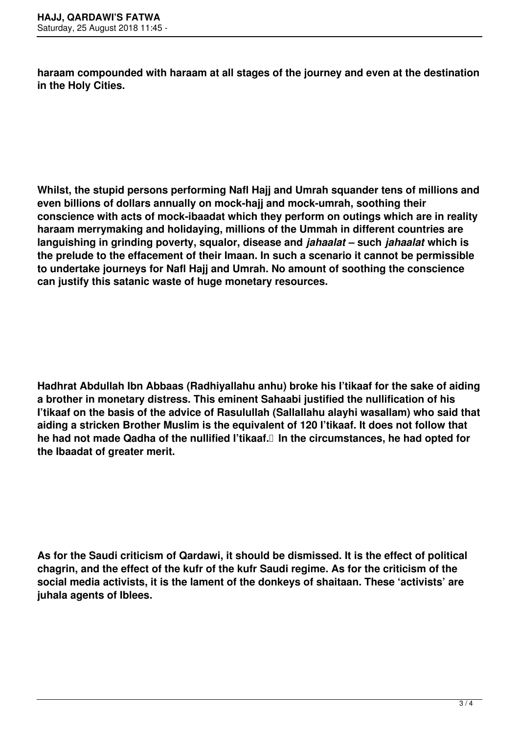**haraam compounded with haraam at all stages of the journey and even at the destination in the Holy Cities.**

**Whilst, the stupid persons performing Nafl Hajj and Umrah squander tens of millions and even billions of dollars annually on mock-hajj and mock-umrah, soothing their conscience with acts of mock-ibaadat which they perform on outings which are in reality haraam merrymaking and holidaying, millions of the Ummah in different countries are languishing in grinding poverty, squalor, disease and *jahaalat* – such *jahaalat* which is the prelude to the effacement of their Imaan. In such a scenario it cannot be permissible to undertake journeys for Nafl Hajj and Umrah. No amount of soothing the conscience can justify this satanic waste of huge monetary resources.**

**Hadhrat Abdullah Ibn Abbaas (Radhiyallahu anhu) broke his I'tikaaf for the sake of aiding a brother in monetary distress. This eminent Sahaabi justified the nullification of his I'tikaaf on the basis of the advice of Rasulullah (Sallallahu alayhi wasallam) who said that aiding a stricken Brother Muslim is the equivalent of 120 I'tikaaf. It does not follow that he had not made Qadha of the nullified I'tikaaf. In the circumstances, he had opted for the Ibaadat of greater merit.**

**As for the Saudi criticism of Qardawi, it should be dismissed. It is the effect of political chagrin, and the effect of the kufr of the kufr Saudi regime. As for the criticism of the social media activists, it is the lament of the donkeys of shaitaan. These 'activists' are juhala agents of Iblees.**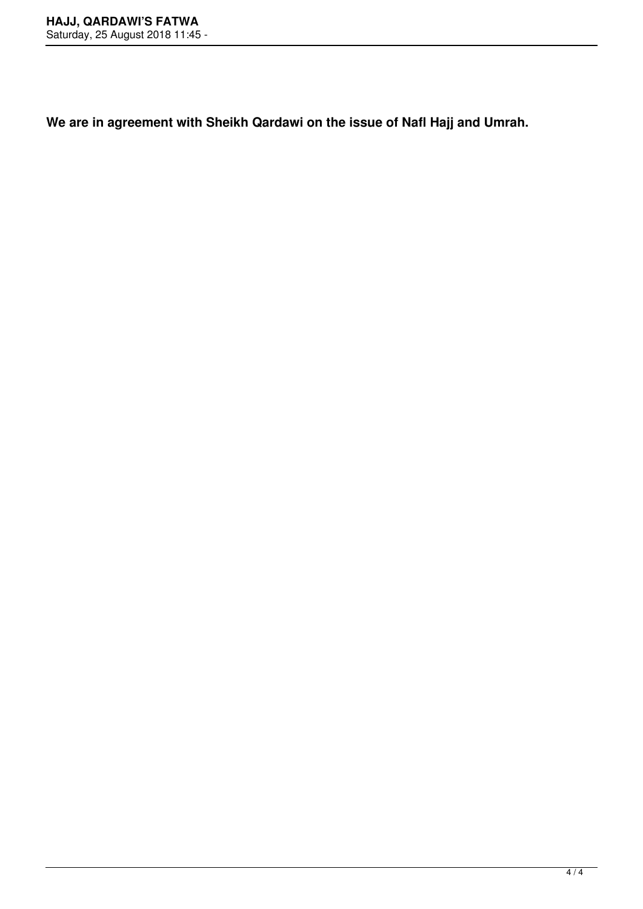**We are in agreement with Sheikh Qardawi on the issue of Nafl Hajj and Umrah.**